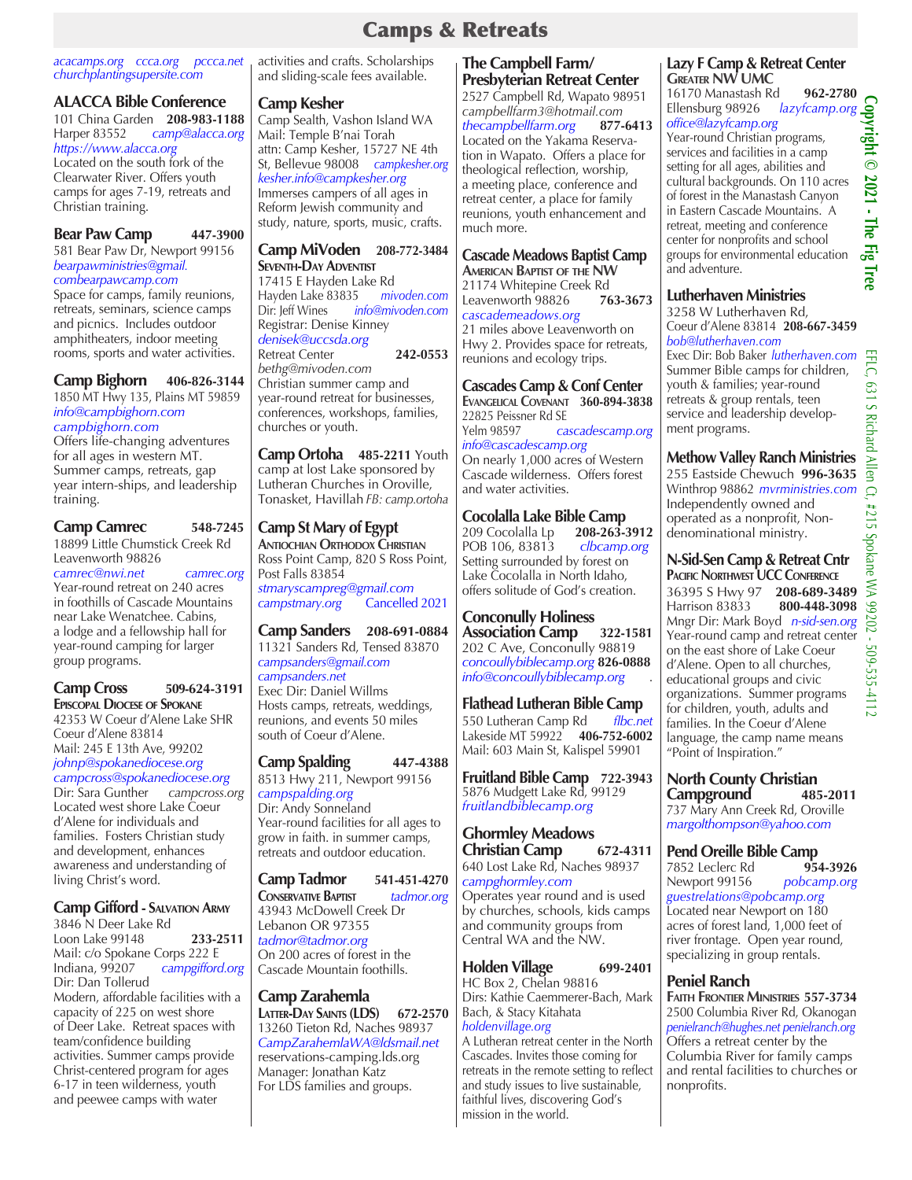# Camps & Retreats

acacamps.org ccca.org pccca.net churchplantingsupersite.com

## ALACCA Bible Conference

101 China Garden **208-983-1188**
Harper 83552 camp@alacca.org
https://www.alacca.org
Located on the south fork of the Clearwater River. Offers youth camps for ages 7-19, retreats and Christian training.

## Bear Paw Camp **447-3900**

581 Bear Paw Dr, Newport 99156
bearpawministries@gmail.
combearpawcamp.com
Space for camps, family reunions, retreats, seminars, science camps and picnics. Includes outdoor amphitheaters, indoor meeting rooms, sports and water activities.

## Camp Bighorn **406-826-3144**

1850 MT Hwy 135, Plains MT 59859
info@campbighorn.com
campbighorn.com
Offers life-changing adventures for all ages in western MT. Summer camps, retreats, gap year intern-ships, and leadership training.

## Camp Camrec **548-7245**

18899 Little Chumstick Creek Rd
Leavenworth 98826
camrec@nwi.net camrec.org
Year-round retreat on 240 acres in foothills of Cascade Mountains near Lake Wenatchee. Cabins, a lodge and a fellowship hall for year-round camping for larger group programs.

## Camp Cross **509-624-3191**

**Episcopal Diocese of Spokane**
42353 W Coeur d'Alene Lake SHR
Coeur d'Alene 83814
Mail: 245 E 13th Ave, 99202
johnp@spokanediocese.org
campcross@spokanediocese.org
Dir: Sara Gunther campcross.org
Located west shore Lake Coeur d'Alene for individuals and families. Fosters Christian study and development, enhances awareness and understanding of living Christ's word.

## Camp Gifford - Salvation Army

3846 N Deer Lake Rd
Loon Lake 99148 **233-2511**
Mail: c/o Spokane Corps 222 E Indiana, 99207 campgifford.org
Dir: Dan Tollerud
Modern, affordable facilities with a capacity of 225 on west shore of Deer Lake. Retreat spaces with team/confidence building activities. Summer camps provide Christ-centered program for ages 6-17 in teen wilderness, youth and peewee camps with water activities and crafts. Scholarships and sliding-scale fees available.

## Camp Kesher

Camp Sealth, Vashon Island WA
Mail: Temple B'nai Torah
attn: Camp Kesher, 15727 NE 4th St, Bellevue 98008 campkesher.org
kesher.info@campkesher.org
Immerses campers of all ages in Reform Jewish community and study, nature, sports, music, crafts.

## Camp MiVoden **208-772-3484**

**Seventh-Day Adventist**
17415 E Hayden Lake Rd
Hayden Lake 83835 mivoden.com
Dir: Jeff Wines info@mivoden.com
Registrar: Denise Kinney
denisek@uccsda.org
Retreat Center **242-0553**
bethg@mivoden.com
Christian summer camp and year-round retreat for businesses, conferences, workshops, families, churches or youth.

## Camp Ortoha **485-2211**

Youth camp at lost Lake sponsored by Lutheran Churches in Oroville, Tonasket, Havillah *FB: camp.ortoha*

## Camp St Mary of Egypt

**Antiochian Orthodox Christian**
Ross Point Camp, 820 S Ross Point, Post Falls 83854
stmaryscampreg@gmail.com
campstmary.org Cancelled 2021

## Camp Sanders **208-691-0884**

11321 Sanders Rd, Tensed 83870
campsanders@gmail.com
campsanders.net
Exec Dir: Daniel Willms
Hosts camps, retreats, weddings, reunions, and events 50 miles south of Coeur d'Alene.

## Camp Spalding **447-4388**

8513 Hwy 211, Newport 99156
campspalding.org
Dir: Andy Sonneland
Year-round facilities for all ages to grow in faith. in summer camps, retreats and outdoor education.

## Camp Tadmor **541-451-4270**

**Conservative Baptist** tadmor.org
43943 McDowell Creek Dr
Lebanon OR 97355
tadmor@tadmor.org
On 200 acres of forest in the Cascade Mountain foothills.

## Camp Zarahemla

**Latter-Day Saints (LDS)** **672-2570**
13260 Tieton Rd, Naches 98937
CampZarahemlaWA@ldsmail.net
reservations-camping.lds.org
Manager: Jonathan Katz
For LDS families and groups.

## The Campbell Farm/ Presbyterian Retreat Center

2527 Campbell Rd, Wapato 98951
campbellfarm3@hotmail.com
thecampbellfarm.org **877-6413**
Located on the Yakama Reservation in Wapato. Offers a place for theological reflection, worship, a meeting place, conference and retreat center, a place for family reunions, youth enhancement and much more.

## Cascade Meadows Baptist Camp

**American Baptist of the NW**
21174 Whitepine Creek Rd
Leavenworth 98826 **763-3673**
cascademeadows.org
21 miles above Leavenworth on Hwy 2. Provides space for retreats, reunions and ecology trips.

## Cascades Camp & Conf Center

**Evangelical Covenant** **360-894-3838**
22825 Peissner Rd SE
Yelm 98597 cascadescamp.org
info@cascadescamp.org
On nearly 1,000 acres of Western Cascade wilderness. Offers forest and water activities.

## Cocolalla Lake Bible Camp

209 Cocolalla Lp **208-263-3912**
POB 106, 83813 clbcamp.org
Setting surrounded by forest on Lake Cocolalla in North Idaho, offers solitude of God's creation.

## Conconully Holiness Association Camp **322-1581**

202 C Ave, Conconully 98819
concoullybiblecamp.org **826-0888**
info@concoullybiblecamp.org

## Flathead Lutheran Bible Camp

550 Lutheran Camp Rd flbc.net
Lakeside MT 59922 **406-752-6002**
Mail: 603 Main St, Kalispel 59901

## Fruitland Bible Camp **722-3943**

5876 Mudgett Lake Rd, 99129
fruitlandbiblecamp.org

## Ghormley Meadows Christian Camp **672-4311**

640 Lost Lake Rd, Naches 98937
campghormley.com
Operates year round and is used by churches, schools, kids camps and community groups from Central WA and the NW.

## Holden Village **699-2401**

HC Box 2, Chelan 98816
Dirs: Kathie Caemmerer-Bach, Mark Bach, & Stacy Kitahata
holdenvillage.org
A Lutheran retreat center in the North Cascades. Invites those coming for retreats in the remote setting to reflect and study issues to live sustainable, faithful lives, discovering God's mission in the world.

## Lazy F Camp & Retreat Center

**Greater NW UMC**
16170 Manastash Rd **962-2780**
Ellensburg 98926 lazyfcamp.org
office@lazyfcamp.org
Year-round Christian programs, services and facilities in a camp setting for all ages, abilities and cultural backgrounds. On 110 acres of forest in the Manastash Canyon in Eastern Cascade Mountains. A retreat, meeting and conference center for nonprofits and school groups for environmental education and adventure.

## Lutherhaven Ministries

3258 W Lutherhaven Rd,
Coeur d'Alene 83814 **208-667-3459**
bob@lutherhaven.com
Exec Dir: Bob Baker lutherhaven.com
Summer Bible camps for children, youth & families; year-round retreats & group rentals, teen service and leadership development programs.

## Methow Valley Ranch Ministries

255 Eastside Chewuch **996-3635**
Winthrop 98862 mvrministries.com
Independently owned and operated as a nonprofit, Non-denominational ministry.

## N-Sid-Sen Camp & Retreat Cntr

**Pacific Northwest UCC Conference**
36395 S Hwy 97 **208-689-3489**
Harrison 83833 **800-448-3098**
Mngr Dir: Mark Boyd n-sid-sen.org
Year-round camp and retreat center on the east shore of Lake Coeur d'Alene. Open to all churches, educational groups and civic organizations. Summer programs for children, youth, adults and families. In the Coeur d'Alene language, the camp name means "Point of Inspiration."

## North County Christian Campground **485-2011**

737 Mary Ann Creek Rd, Oroville
margolthompson@yahoo.com

## Pend Oreille Bible Camp

7852 Leclerc Rd **954-3926**
Newport 99156 pobcamp.org
guestrelations@pobcamp.org
Located near Newport on 180 acres of forest land, 1,000 feet of river frontage. Open year round, specializing in group rentals.

## Peniel Ranch

**Faith Frontier Ministries** **557-3734**
2500 Columbia River Rd, Okanogan
penielranch@hughes.net penielranch.org
Offers a retreat center by the Columbia River for family camps and rental facilities to churches or nonprofits.

Copyright © 2021 - The Fig Tree

EFLC, 631 S Richard Allen Ct, #215 Spokane WA 99202 - 509-535-4112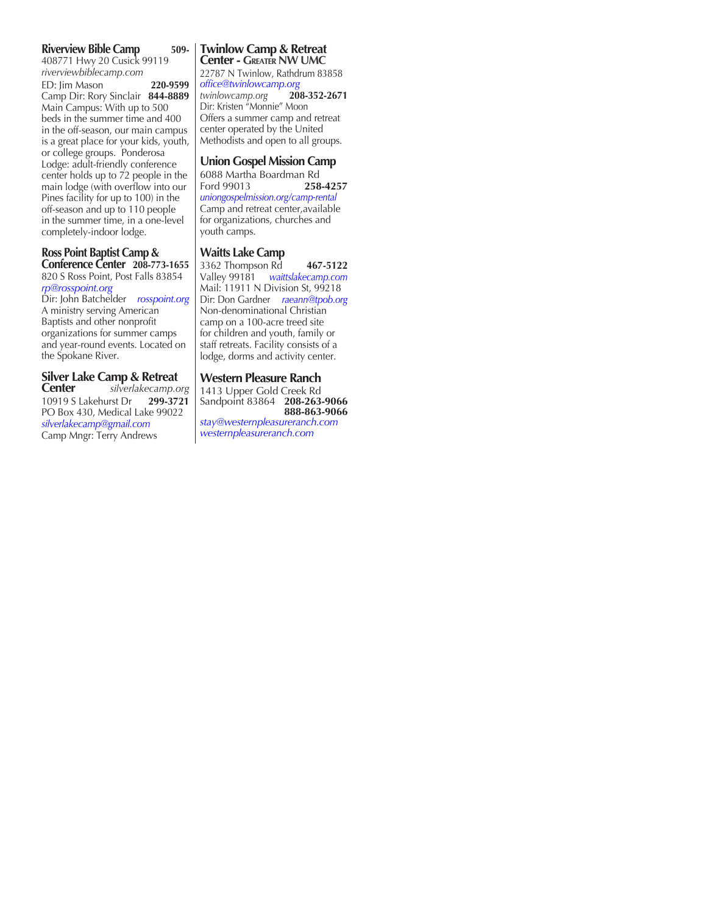**Riverview Bible Camp** **509-**
408771 Hwy 20 Cusick 99119
*riverviewbiblecamp.com*
ED: Jim Mason **220-9599**
Camp Dir: Rory Sinclair **844-8889**
Main Campus: With up to 500 beds in the summer time and 400 in the off-season, our main campus is a great place for your kids, youth, or college groups. Ponderosa Lodge: adult-friendly conference center holds up to 72 people in the main lodge (with overflow into our Pines facility for up to 100) in the off-season and up to 110 people in the summer time, in a one-level completely-indoor lodge.

**Ross Point Baptist Camp & Conference Center** **208-773-1655**
820 S Ross Point, Post Falls 83854
*rp@rosspoint.org*
Dir: John Batchelder *rosspoint.org*
A ministry serving American Baptists and other nonprofit organizations for summer camps and year-round events. Located on the Spokane River.

**Silver Lake Camp & Retreat Center** *silverlakecamp.org*
10919 S Lakehurst Dr **299-3721**
PO Box 430, Medical Lake 99022
*silverlakecamp@gmail.com*
Camp Mngr: Terry Andrews

**Twinlow Camp & Retreat Center - Greater NW UMC**
22787 N Twinlow, Rathdrum 83858
*office@twinlowcamp.org*
*twinlowcamp.org* **208-352-2671**
Dir: Kristen "Monnie" Moon
Offers a summer camp and retreat center operated by the United Methodists and open to all groups.

**Union Gospel Mission Camp**
6088 Martha Boardman Rd
Ford 99013 **258-4257**
*uniongospelmission.org/camp-rental*
Camp and retreat center,available for organizations, churches and youth camps.

**Waitts Lake Camp**
3362 Thompson Rd **467-5122**
Valley 99181 *waittslakecamp.com*
Mail: 11911 N Division St, 99218
Dir: Don Gardner *raeann@tpob.org*
Non-denominational Christian camp on a 100-acre treed site for children and youth, family or staff retreats. Facility consists of a lodge, dorms and activity center.

**Western Pleasure Ranch**
1413 Upper Gold Creek Rd
Sandpoint 83864 **208-263-9066**
**888-863-9066**
*stay@westernpleasureranch.com*
*westernpleasureranch.com*